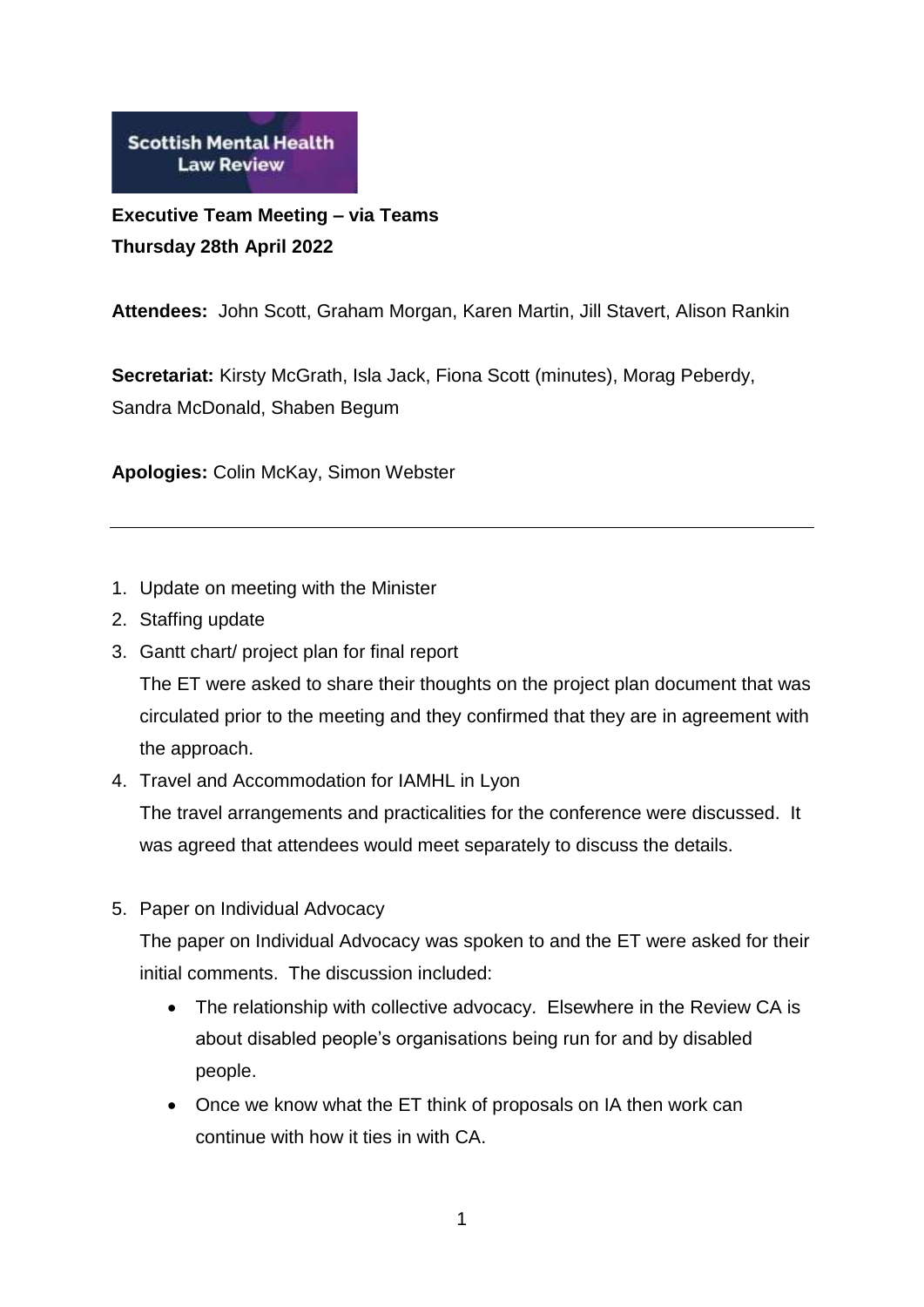Scottish Mental Health Law Review

**Executive Team Meeting – via Teams**
**Thursday 28th April 2022**

**Attendees:** John Scott, Graham Morgan, Karen Martin, Jill Stavert, Alison Rankin

**Secretariat:** Kirsty McGrath, Isla Jack, Fiona Scott (minutes), Morag Peberdy, Sandra McDonald, Shaben Begum

**Apologies:** Colin McKay, Simon Webster

---

1. Update on meeting with the Minister
2. Staffing update
3. Gantt chart/ project plan for final report

   The ET were asked to share their thoughts on the project plan document that was circulated prior to the meeting and they confirmed that they are in agreement with the approach.
4. Travel and Accommodation for IAMHL in Lyon

   The travel arrangements and practicalities for the conference were discussed. It was agreed that attendees would meet separately to discuss the details.

5. Paper on Individual Advocacy

   The paper on Individual Advocacy was spoken to and the ET were asked for their initial comments. The discussion included:

   - The relationship with collective advocacy. Elsewhere in the Review CA is about disabled people's organisations being run for and by disabled people.
   - Once we know what the ET think of proposals on IA then work can continue with how it ties in with CA.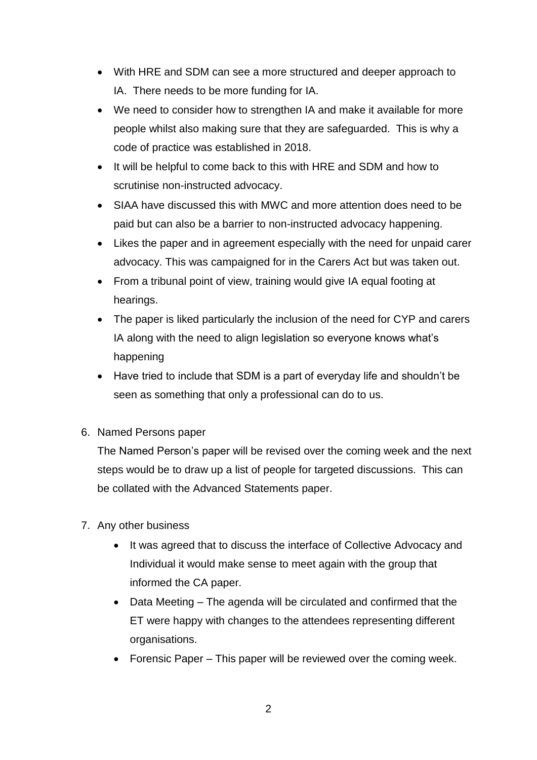- With HRE and SDM can see a more structured and deeper approach to IA. There needs to be more funding for IA.
- We need to consider how to strengthen IA and make it available for more people whilst also making sure that they are safeguarded. This is why a code of practice was established in 2018.
- It will be helpful to come back to this with HRE and SDM and how to scrutinise non-instructed advocacy.
- SIAA have discussed this with MWC and more attention does need to be paid but can also be a barrier to non-instructed advocacy happening.
- Likes the paper and in agreement especially with the need for unpaid carer advocacy. This was campaigned for in the Carers Act but was taken out.
- From a tribunal point of view, training would give IA equal footing at hearings.
- The paper is liked particularly the inclusion of the need for CYP and carers IA along with the need to align legislation so everyone knows what's happening
- Have tried to include that SDM is a part of everyday life and shouldn't be seen as something that only a professional can do to us.

6. Named Persons paper

   The Named Person's paper will be revised over the coming week and the next steps would be to draw up a list of people for targeted discussions. This can be collated with the Advanced Statements paper.

7. Any other business

   - It was agreed that to discuss the interface of Collective Advocacy and Individual it would make sense to meet again with the group that informed the CA paper.
   - Data Meeting – The agenda will be circulated and confirmed that the ET were happy with changes to the attendees representing different organisations.
   - Forensic Paper – This paper will be reviewed over the coming week.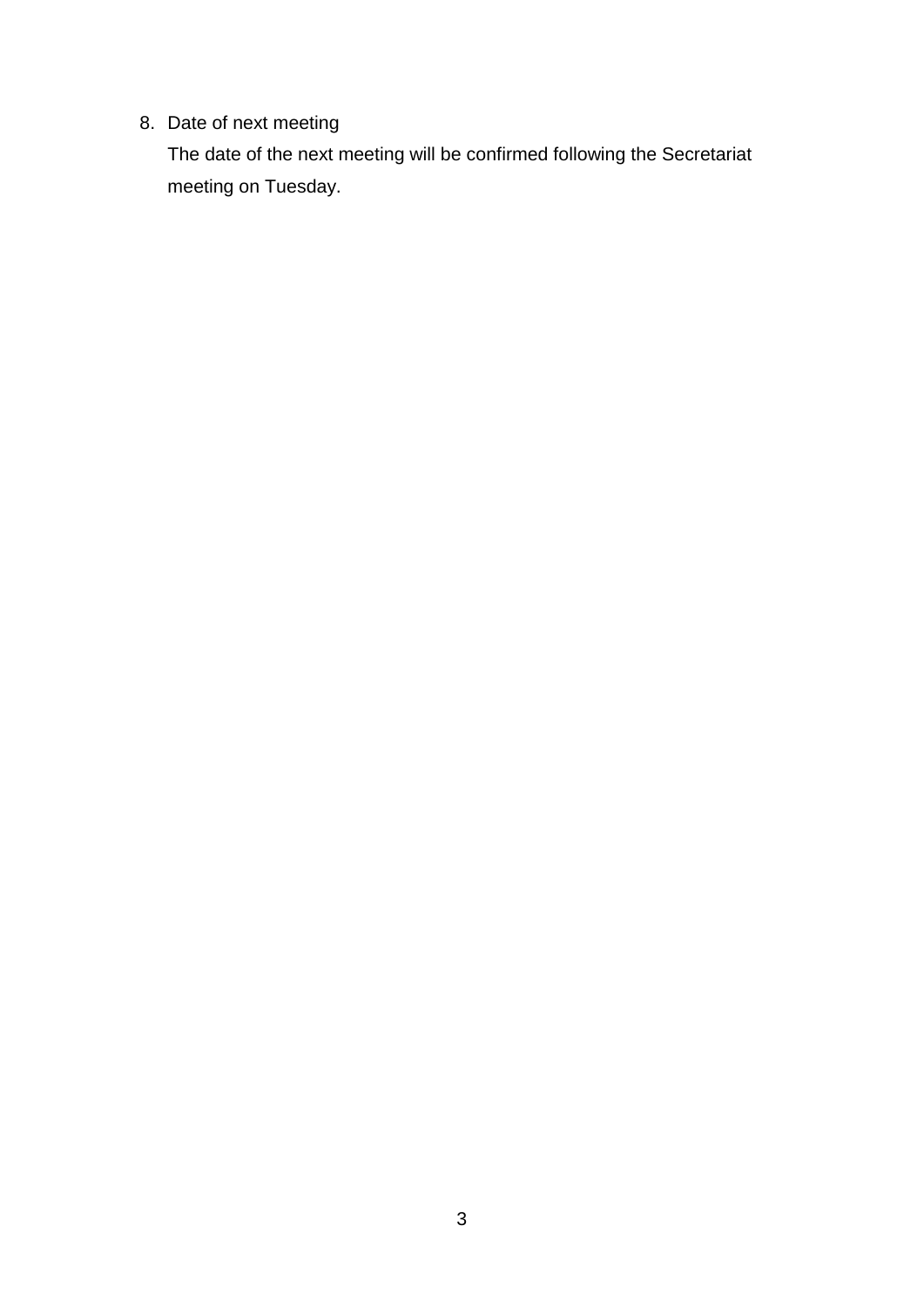8. Date of next meeting

   The date of the next meeting will be confirmed following the Secretariat meeting on Tuesday.